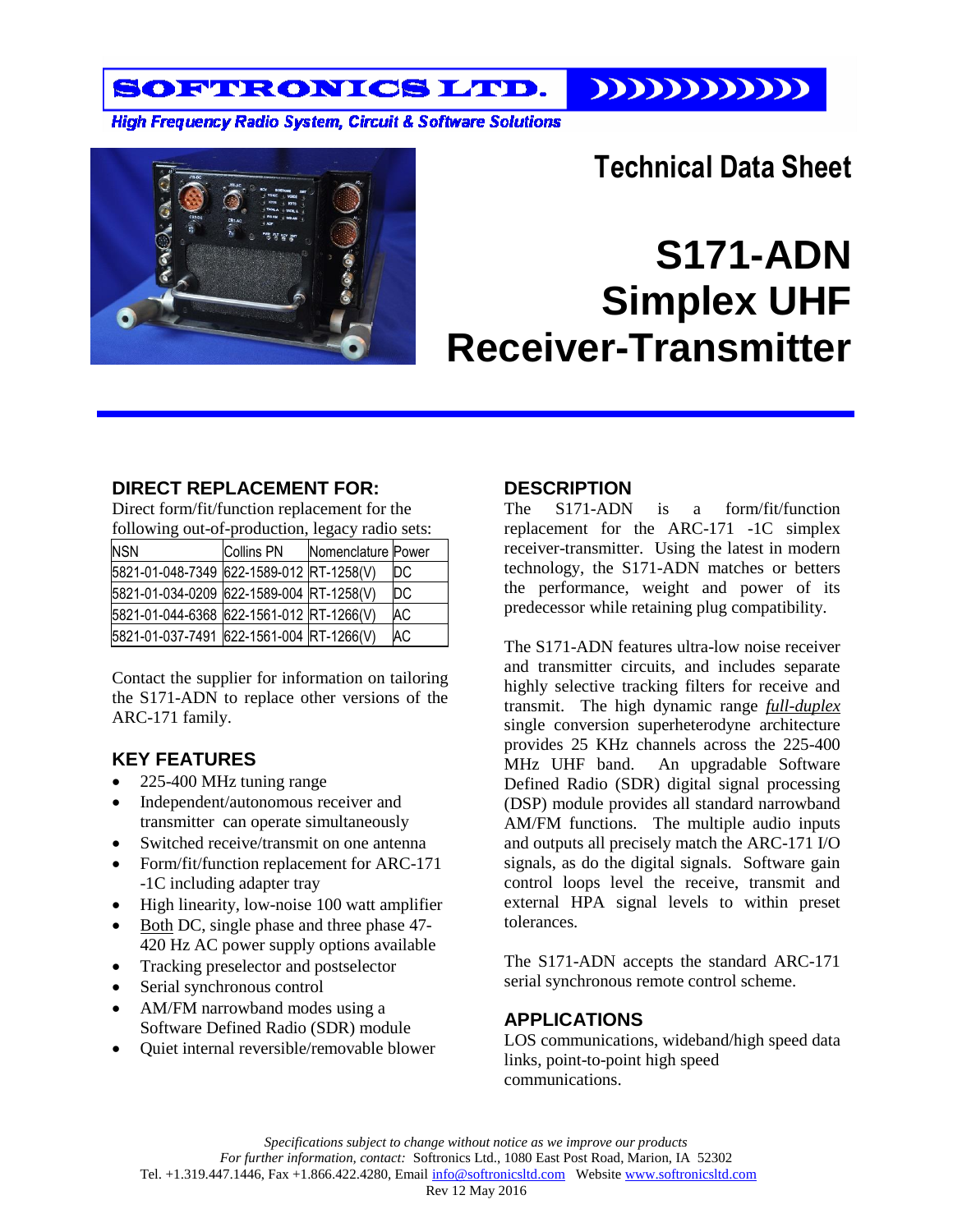# SOFTRONICS LTD.

*High Frequency Radio System, Circuit & Software Solutions*

## Technical Data Sheet

# S171-ADN Simplex UHF Receiver-Transmitter

## DIRECT REPLACEMENT FOR:

Direct form/fit/function replacement for the following out-of-production, legacy radio sets:

| NSN | Collins PN | Nomenclature | Power |
|---|---|---|---|
| 5821-01-048-7349 | 622-1589-012 | RT-1258(V) | DC |
| 5821-01-034-0209 | 622-1589-004 | RT-1258(V) | DC |
| 5821-01-044-6368 | 622-1561-012 | RT-1266(V) | AC |
| 5821-01-037-7491 | 622-1561-004 | RT-1266(V) | AC |

Contact the supplier for information on tailoring the S171-ADN to replace other versions of the ARC-171 family.

## KEY FEATURES

- 225-400 MHz tuning range
- Independent/autonomous receiver and transmitter can operate simultaneously
- Switched receive/transmit on one antenna
- Form/fit/function replacement for ARC-171 -1C including adapter tray
- High linearity, low-noise 100 watt amplifier
- Both DC, single phase and three phase 47-420 Hz AC power supply options available
- Tracking preselector and postselector
- Serial synchronous control
- AM/FM narrowband modes using a Software Defined Radio (SDR) module
- Quiet internal reversible/removable blower

## DESCRIPTION

The S171-ADN is a form/fit/function replacement for the ARC-171 -1C simplex receiver-transmitter. Using the latest in modern technology, the S171-ADN matches or betters the performance, weight and power of its predecessor while retaining plug compatibility.

The S171-ADN features ultra-low noise receiver and transmitter circuits, and includes separate highly selective tracking filters for receive and transmit. The high dynamic range *full-duplex* single conversion superheterodyne architecture provides 25 KHz channels across the 225-400 MHz UHF band. An upgradable Software Defined Radio (SDR) digital signal processing (DSP) module provides all standard narrowband AM/FM functions. The multiple audio inputs and outputs all precisely match the ARC-171 I/O signals, as do the digital signals. Software gain control loops level the receive, transmit and external HPA signal levels to within preset tolerances.

The S171-ADN accepts the standard ARC-171 serial synchronous remote control scheme.

## APPLICATIONS

LOS communications, wideband/high speed data links, point-to-point high speed communications.

*Specifications subject to change without notice as we improve our products*
*For further information, contact:* Softronics Ltd., 1080 East Post Road, Marion, IA 52302
Tel. +1.319.447.1446, Fax +1.866.422.4280, Email info@softronicsltd.com Website www.softronicsltd.com
Rev 12 May 2016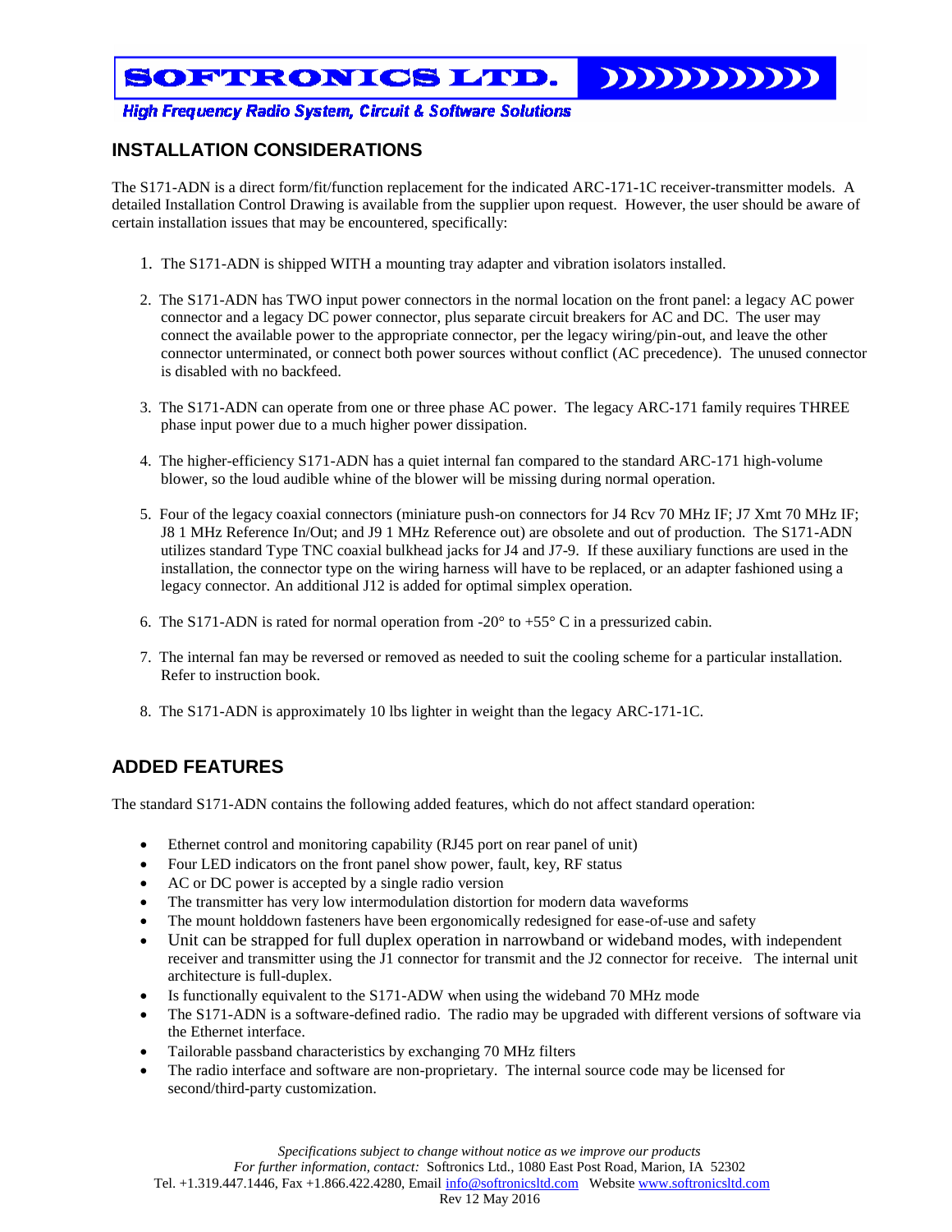## INSTALLATION CONSIDERATIONS

The S171-ADN is a direct form/fit/function replacement for the indicated ARC-171-1C receiver-transmitter models. A detailed Installation Control Drawing is available from the supplier upon request. However, the user should be aware of certain installation issues that may be encountered, specifically:

1. The S171-ADN is shipped WITH a mounting tray adapter and vibration isolators installed.

2. The S171-ADN has TWO input power connectors in the normal location on the front panel: a legacy AC power connector and a legacy DC power connector, plus separate circuit breakers for AC and DC. The user may connect the available power to the appropriate connector, per the legacy wiring/pin-out, and leave the other connector unterminated, or connect both power sources without conflict (AC precedence). The unused connector is disabled with no backfeed.

3. The S171-ADN can operate from one or three phase AC power. The legacy ARC-171 family requires THREE phase input power due to a much higher power dissipation.

4. The higher-efficiency S171-ADN has a quiet internal fan compared to the standard ARC-171 high-volume blower, so the loud audible whine of the blower will be missing during normal operation.

5. Four of the legacy coaxial connectors (miniature push-on connectors for J4 Rcv 70 MHz IF; J7 Xmt 70 MHz IF; J8 1 MHz Reference In/Out; and J9 1 MHz Reference out) are obsolete and out of production. The S171-ADN utilizes standard Type TNC coaxial bulkhead jacks for J4 and J7-9. If these auxiliary functions are used in the installation, the connector type on the wiring harness will have to be replaced, or an adapter fashioned using a legacy connector. An additional J12 is added for optimal simplex operation.

6. The S171-ADN is rated for normal operation from -20° to +55° C in a pressurized cabin.

7. The internal fan may be reversed or removed as needed to suit the cooling scheme for a particular installation. Refer to instruction book.

8. The S171-ADN is approximately 10 lbs lighter in weight than the legacy ARC-171-1C.

## ADDED FEATURES

The standard S171-ADN contains the following added features, which do not affect standard operation:

- Ethernet control and monitoring capability (RJ45 port on rear panel of unit)
- Four LED indicators on the front panel show power, fault, key, RF status
- AC or DC power is accepted by a single radio version
- The transmitter has very low intermodulation distortion for modern data waveforms
- The mount holddown fasteners have been ergonomically redesigned for ease-of-use and safety
- Unit can be strapped for full duplex operation in narrowband or wideband modes, with independent receiver and transmitter using the J1 connector for transmit and the J2 connector for receive. The internal unit architecture is full-duplex.
- Is functionally equivalent to the S171-ADW when using the wideband 70 MHz mode
- The S171-ADN is a software-defined radio. The radio may be upgraded with different versions of software via the Ethernet interface.
- Tailorable passband characteristics by exchanging 70 MHz filters
- The radio interface and software are non-proprietary. The internal source code may be licensed for second/third-party customization.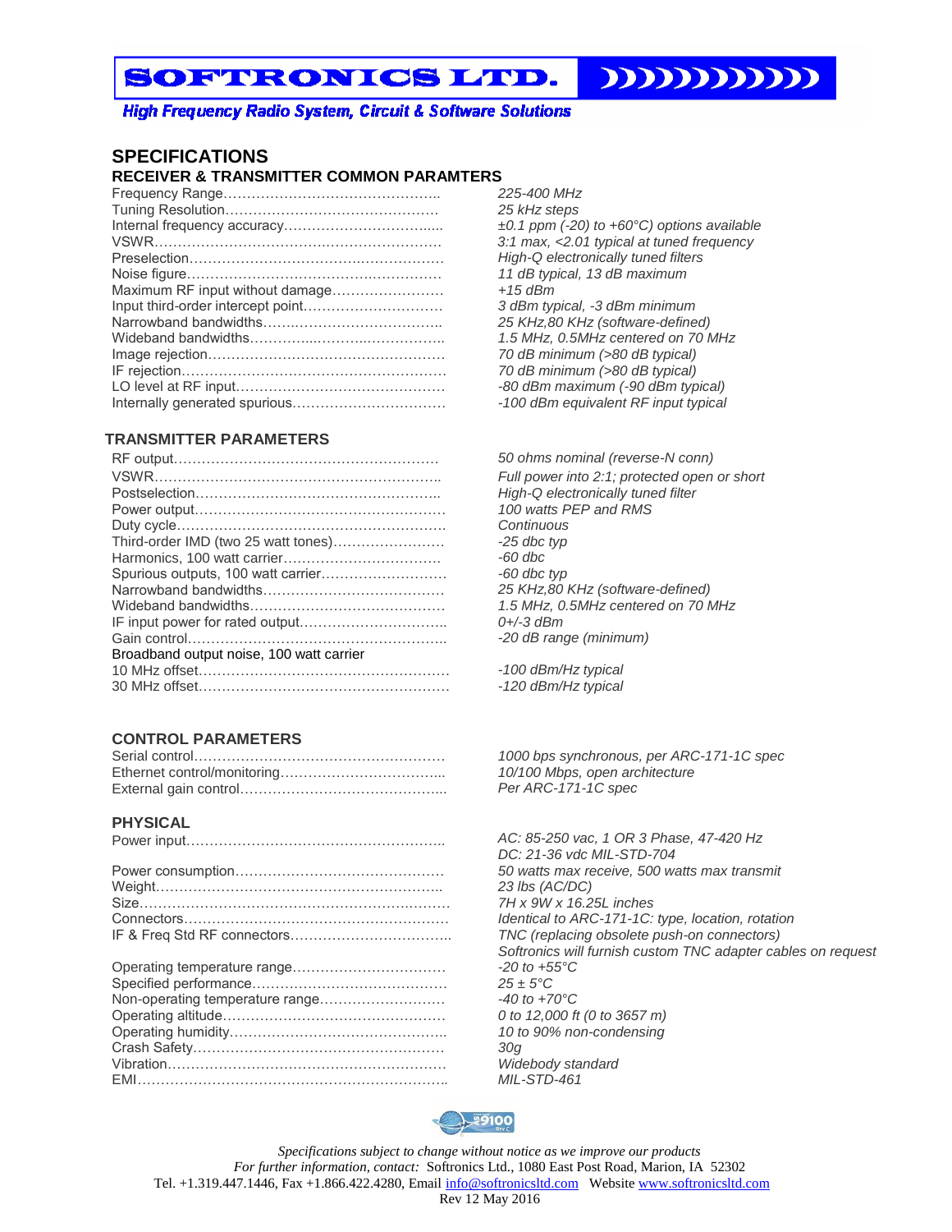**SOFTRONICS LTD.**

*High Frequency Radio System, Circuit & Software Solutions*

# SPECIFICATIONS

## RECEIVER & TRANSMITTER COMMON PARAMTERS

| | |
|---|---|
| Frequency Range | *225-400 MHz* |
| Tuning Resolution | *25 kHz steps* |
| Internal frequency accuracy | *±0.1 ppm (-20) to +60°C) options available* |
| VSWR | *3:1 max, <2.01 typical at tuned frequency* |
| Preselection | *High-Q electronically tuned filters* |
| Noise figure | *11 dB typical, 13 dB maximum* |
| Maximum RF input without damage | *+15 dBm* |
| Input third-order intercept point | *3 dBm typical, -3 dBm minimum* |
| Narrowband bandwidths | *25 KHz,80 KHz (software-defined)* |
| Wideband bandwidths | *1.5 MHz, 0.5MHz centered on 70 MHz* |
| Image rejection | *70 dB minimum (>80 dB typical)* |
| IF rejection | *70 dB minimum (>80 dB typical)* |
| LO level at RF input | *-80 dBm maximum (-90 dBm typical)* |
| Internally generated spurious | *-100 dBm equivalent RF input typical* |

## TRANSMITTER PARAMETERS

| | |
|---|---|
| RF output | *50 ohms nominal (reverse-N conn)* |
| VSWR | *Full power into 2:1; protected open or short* |
| Postselection | *High-Q electronically tuned filter* |
| Power output | *100 watts PEP and RMS* |
| Duty cycle | *Continuous* |
| Third-order IMD (two 25 watt tones) | *-25 dbc typ* |
| Harmonics, 100 watt carrier | *-60 dbc* |
| Spurious outputs, 100 watt carrier | *-60 dbc typ* |
| Narrowband bandwidths | *25 KHz,80 KHz (software-defined)* |
| Wideband bandwidths | *1.5 MHz, 0.5MHz centered on 70 MHz* |
| IF input power for rated output | *0+/-3 dBm* |
| Gain control | *-20 dB range (minimum)* |
| Broadband output noise, 100 watt carrier | |
| 10 MHz offset | *-100 dBm/Hz typical* |
| 30 MHz offset | *-120 dBm/Hz typical* |

## CONTROL PARAMETERS

| | |
|---|---|
| Serial control | *1000 bps synchronous, per ARC-171-1C spec* |
| Ethernet control/monitoring | *10/100 Mbps, open architecture* |
| External gain control | *Per ARC-171-1C spec* |

## PHYSICAL

| | |
|---|---|
| Power input | *AC: 85-250 vac, 1 OR 3 Phase, 47-420 Hz*<br>*DC: 21-36 vdc MIL-STD-704* |
| Power consumption | *50 watts max receive, 500 watts max transmit* |
| Weight | *23 lbs (AC/DC)* |
| Size | *7H x 9W x 16.25L inches* |
| Connectors | *Identical to ARC-171-1C: type, location, rotation* |
| IF & Freq Std RF connectors | *TNC (replacing obsolete push-on connectors)*<br>*Softronics will furnish custom TNC adapter cables on request* |
| Operating temperature range | *-20 to +55°C* |
| Specified performance | *25 ± 5°C* |
| Non-operating temperature range | *-40 to +70°C* |
| Operating altitude | *0 to 12,000 ft (0 to 3657 m)* |
| Operating humidity | *10 to 90% non-condensing* |
| Crash Safety | *30g* |
| Vibration | *Widebody standard* |
| EMI | *MIL-STD-461* |

AS9100 Rev C

*Specifications subject to change without notice as we improve our products*

*For further information, contact:* Softronics Ltd., 1080 East Post Road, Marion, IA 52302

Tel. +1.319.447.1446, Fax +1.866.422.4280, Email info@softronicsltd.com Website www.softronicsltd.com

Rev 12 May 2016